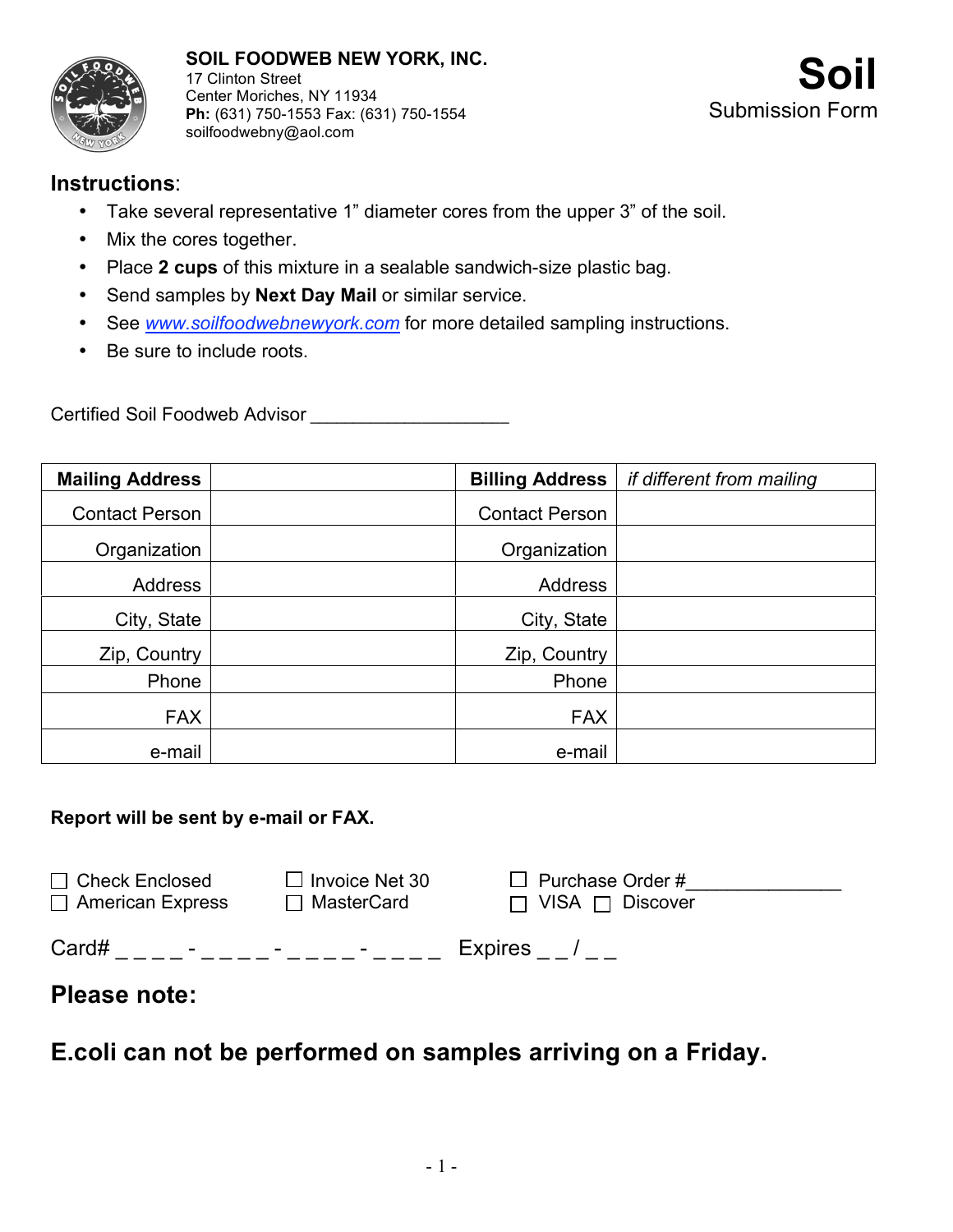**SOIL FOODWEB NEW YORK, INC.**
17 Clinton Street
Center Moriches, NY 11934
**Ph:** (631) 750-1553 Fax: (631) 750-1554
soilfoodwebny@aol.com

# Soil
Submission Form

## Instructions:

- Take several representative 1" diameter cores from the upper 3" of the soil.
- Mix the cores together.
- Place **2 cups** of this mixture in a sealable sandwich-size plastic bag.
- Send samples by **Next Day Mail** or similar service.
- See *www.soilfoodwebnewyork.com* for more detailed sampling instructions.
- Be sure to include roots.

Certified Soil Foodweb Advisor ___________________

| **Mailing Address** | | **Billing Address** | *if different from mailing* |
|---|---|---|---|
| Contact Person | | Contact Person | |
| Organization | | Organization | |
| Address | | Address | |
| City, State | | City, State | |
| Zip, Country | | Zip, Country | |
| Phone | | Phone | |
| FAX | | FAX | |
| e-mail | | e-mail | |

**Report will be sent by e-mail or FAX.**

☐ Check Enclosed ☐ Invoice Net 30 ☐ Purchase Order #_______________
☐ American Express ☐ MasterCard ☐ VISA ☐ Discover

Card# _ _ _ _ - _ _ _ _ - _ _ _ _ - _ _ _ _ Expires _ _ / _ _

## Please note:

## E.coli can not be performed on samples arriving on a Friday.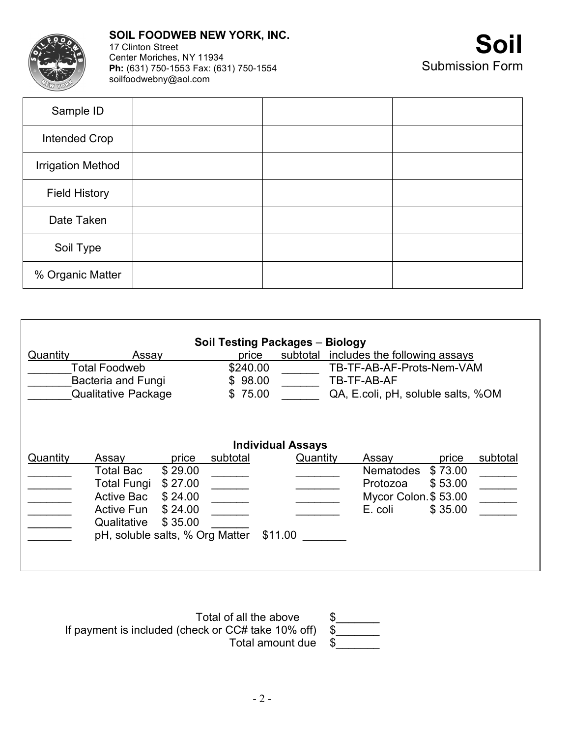**SOIL FOODWEB NEW YORK, INC.**
17 Clinton Street
Center Moriches, NY 11934
**Ph:** (631) 750-1553 Fax: (631) 750-1554
soilfoodwebny@aol.com

# Soil
Submission Form

| | | | |
|---|---|---|---|
| Sample ID | | | |
| Intended Crop | | | |
| Irrigation Method | | | |
| Field History | | | |
| Date Taken | | | |
| Soil Type | | | |
| % Organic Matter | | | |

## Soil Testing Packages – Biology

| Quantity | Assay | price | subtotal | includes the following assays |
|---|---|---|---|---|
| _______ | Total Foodweb | $240.00 | ______ | TB-TF-AB-AF-Prots-Nem-VAM |
| _______ | Bacteria and Fungi | $ 98.00 | ______ | TB-TF-AB-AF |
| _______ | Qualitative Package | $ 75.00 | ______ | QA, E.coli, pH, soluble salts, %OM |

## Individual Assays

| Quantity | Assay | price | subtotal | Quantity | Assay | price | subtotal |
|---|---|---|---|---|---|---|---|
| _______ | Total Bac | $ 29.00 | ______ | _______ | Nematodes | $ 73.00 | ______ |
| _______ | Total Fungi | $ 27.00 | ______ | _______ | Protozoa | $ 53.00 | ______ |
| _______ | Active Bac | $ 24.00 | ______ | _______ | Mycor Colon. | $ 53.00 | ______ |
| _______ | Active Fun | $ 24.00 | ______ | _______ | E. coli | $ 35.00 | ______ |
| _______ | Qualitative | $ 35.00 | ______ | | | | |
| _______ | pH, soluble salts, % Org Matter | $11.00 | _______ | | | | |

Total of all the above $_______

If payment is included (check or CC# take 10% off) $_______

Total amount due $_______